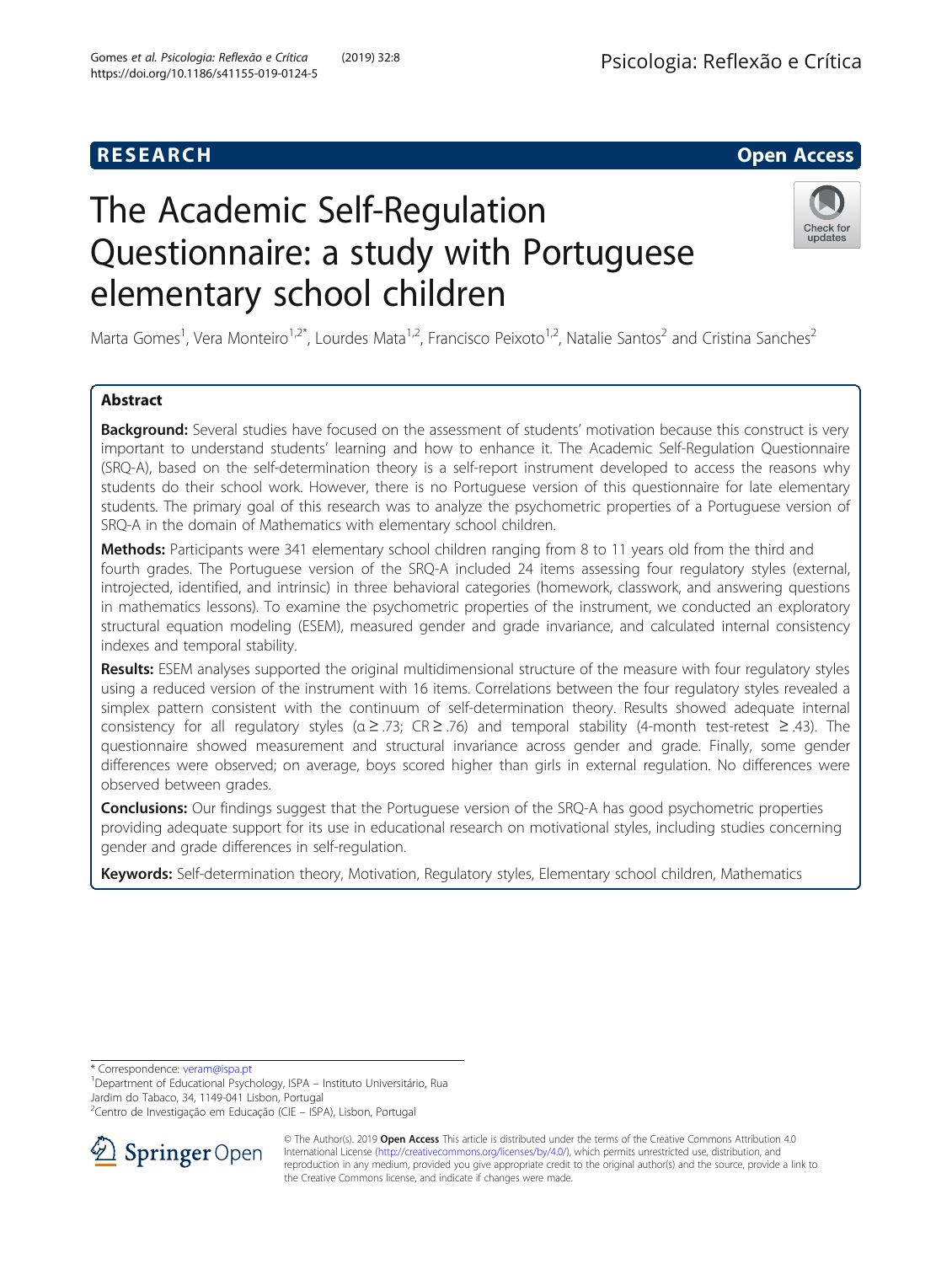RESEARCH Open Access

# The Academic Self-Regulation Questionnaire: a study with Portuguese elementary school children

Marta Gomes[1], Vera Monteiro[1,2*], Lourdes Mata[1,2], Francisco Peixoto[1,2], Natalie Santos[2] and Cristina Sanches[2]

## Abstract

**Background:** Several studies have focused on the assessment of students' motivation because this construct is very important to understand students' learning and how to enhance it. The Academic Self-Regulation Questionnaire (SRQ-A), based on the self-determination theory is a self-report instrument developed to access the reasons why students do their school work. However, there is no Portuguese version of this questionnaire for late elementary students. The primary goal of this research was to analyze the psychometric properties of a Portuguese version of SRQ-A in the domain of Mathematics with elementary school children.

**Methods:** Participants were 341 elementary school children ranging from 8 to 11 years old from the third and fourth grades. The Portuguese version of the SRQ-A included 24 items assessing four regulatory styles (external, introjected, identified, and intrinsic) in three behavioral categories (homework, classwork, and answering questions in mathematics lessons). To examine the psychometric properties of the instrument, we conducted an exploratory structural equation modeling (ESEM), measured gender and grade invariance, and calculated internal consistency indexes and temporal stability.

**Results:** ESEM analyses supported the original multidimensional structure of the measure with four regulatory styles using a reduced version of the instrument with 16 items. Correlations between the four regulatory styles revealed a simplex pattern consistent with the continuum of self-determination theory. Results showed adequate internal consistency for all regulatory styles ($\alpha \geq .73$; $CR \geq .76$) and temporal stability (4-month test-retest $\geq .43$). The questionnaire showed measurement and structural invariance across gender and grade. Finally, some gender differences were observed; on average, boys scored higher than girls in external regulation. No differences were observed between grades.

**Conclusions:** Our findings suggest that the Portuguese version of the SRQ-A has good psychometric properties providing adequate support for its use in educational research on motivational styles, including studies concerning gender and grade differences in self-regulation.

**Keywords:** Self-determination theory, Motivation, Regulatory styles, Elementary school children, Mathematics

\* Correspondence: veram@ispa.pt

[1]Department of Educational Psychology, ISPA – Instituto Universitário, Rua Jardim do Tabaco, 34, 1149-041 Lisbon, Portugal

[2]Centro de Investigação em Educação (CIE – ISPA), Lisbon, Portugal

© The Author(s). 2019 **Open Access** This article is distributed under the terms of the Creative Commons Attribution 4.0 International License (http://creativecommons.org/licenses/by/4.0/), which permits unrestricted use, distribution, and reproduction in any medium, provided you give appropriate credit to the original author(s) and the source, provide a link to the Creative Commons license, and indicate if changes were made.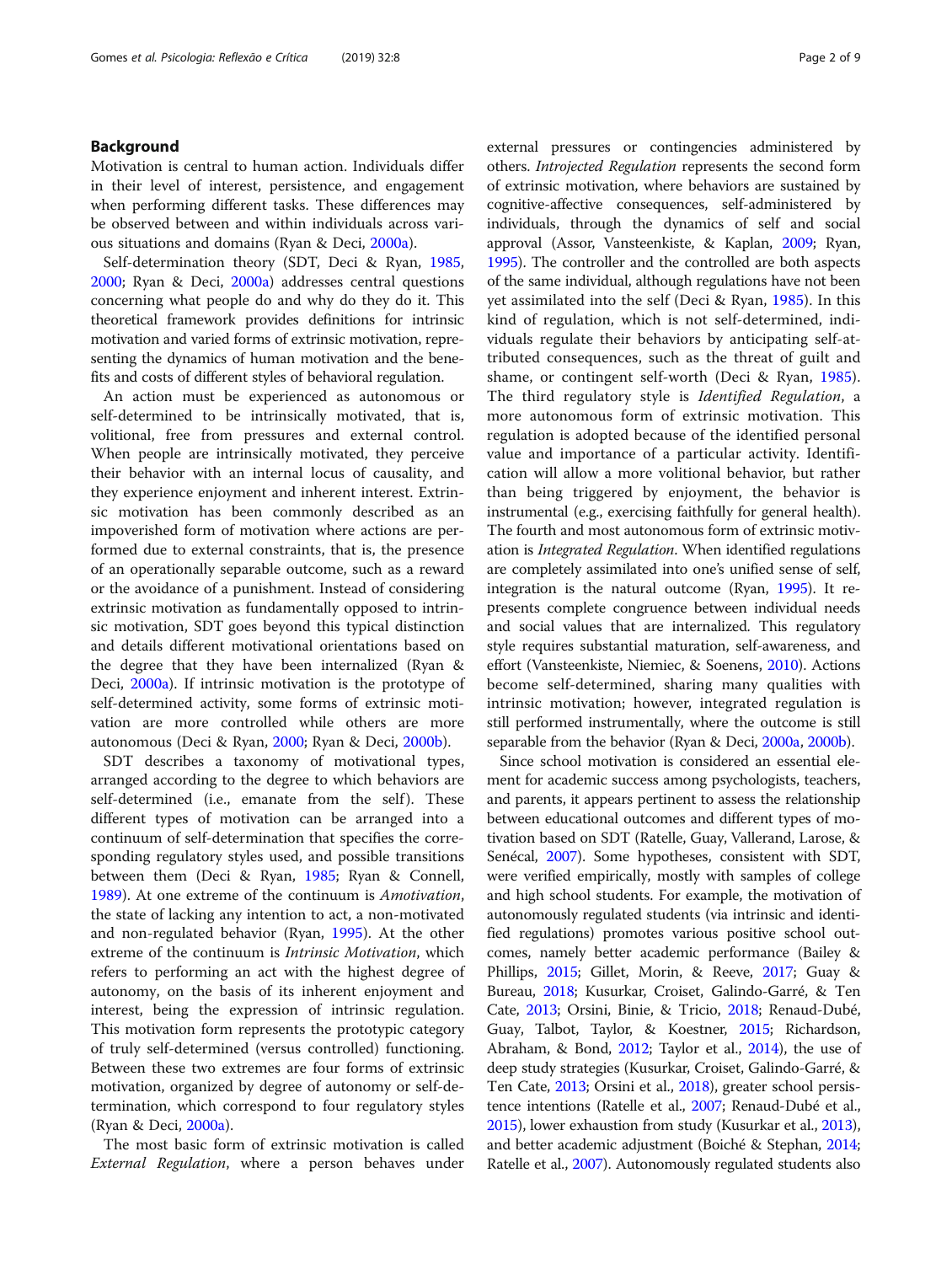## Background

Motivation is central to human action. Individuals differ in their level of interest, persistence, and engagement when performing different tasks. These differences may be observed between and within individuals across various situations and domains (Ryan & Deci, 2000a).

Self-determination theory (SDT, Deci & Ryan, 1985, 2000; Ryan & Deci, 2000a) addresses central questions concerning what people do and why do they do it. This theoretical framework provides definitions for intrinsic motivation and varied forms of extrinsic motivation, representing the dynamics of human motivation and the benefits and costs of different styles of behavioral regulation.

An action must be experienced as autonomous or self-determined to be intrinsically motivated, that is, volitional, free from pressures and external control. When people are intrinsically motivated, they perceive their behavior with an internal locus of causality, and they experience enjoyment and inherent interest. Extrinsic motivation has been commonly described as an impoverished form of motivation where actions are performed due to external constraints, that is, the presence of an operationally separable outcome, such as a reward or the avoidance of a punishment. Instead of considering extrinsic motivation as fundamentally opposed to intrinsic motivation, SDT goes beyond this typical distinction and details different motivational orientations based on the degree that they have been internalized (Ryan & Deci, 2000a). If intrinsic motivation is the prototype of self-determined activity, some forms of extrinsic motivation are more controlled while others are more autonomous (Deci & Ryan, 2000; Ryan & Deci, 2000b).

SDT describes a taxonomy of motivational types, arranged according to the degree to which behaviors are self-determined (i.e., emanate from the self). These different types of motivation can be arranged into a continuum of self-determination that specifies the corresponding regulatory styles used, and possible transitions between them (Deci & Ryan, 1985; Ryan & Connell, 1989). At one extreme of the continuum is *Amotivation*, the state of lacking any intention to act, a non-motivated and non-regulated behavior (Ryan, 1995). At the other extreme of the continuum is *Intrinsic Motivation*, which refers to performing an act with the highest degree of autonomy, on the basis of its inherent enjoyment and interest, being the expression of intrinsic regulation. This motivation form represents the prototypic category of truly self-determined (versus controlled) functioning. Between these two extremes are four forms of extrinsic motivation, organized by degree of autonomy or self-determination, which correspond to four regulatory styles (Ryan & Deci, 2000a).

The most basic form of extrinsic motivation is called *External Regulation*, where a person behaves under external pressures or contingencies administered by others. *Introjected Regulation* represents the second form of extrinsic motivation, where behaviors are sustained by cognitive-affective consequences, self-administered by individuals, through the dynamics of self and social approval (Assor, Vansteenkiste, & Kaplan, 2009; Ryan, 1995). The controller and the controlled are both aspects of the same individual, although regulations have not been yet assimilated into the self (Deci & Ryan, 1985). In this kind of regulation, which is not self-determined, individuals regulate their behaviors by anticipating self-attributed consequences, such as the threat of guilt and shame, or contingent self-worth (Deci & Ryan, 1985). The third regulatory style is *Identified Regulation*, a more autonomous form of extrinsic motivation. This regulation is adopted because of the identified personal value and importance of a particular activity. Identification will allow a more volitional behavior, but rather than being triggered by enjoyment, the behavior is instrumental (e.g., exercising faithfully for general health). The fourth and most autonomous form of extrinsic motivation is *Integrated Regulation*. When identified regulations are completely assimilated into one's unified sense of self, integration is the natural outcome (Ryan, 1995). It represents complete congruence between individual needs and social values that are internalized. This regulatory style requires substantial maturation, self-awareness, and effort (Vansteenkiste, Niemiec, & Soenens, 2010). Actions become self-determined, sharing many qualities with intrinsic motivation; however, integrated regulation is still performed instrumentally, where the outcome is still separable from the behavior (Ryan & Deci, 2000a, 2000b).

Since school motivation is considered an essential element for academic success among psychologists, teachers, and parents, it appears pertinent to assess the relationship between educational outcomes and different types of motivation based on SDT (Ratelle, Guay, Vallerand, Larose, & Senécal, 2007). Some hypotheses, consistent with SDT, were verified empirically, mostly with samples of college and high school students. For example, the motivation of autonomously regulated students (via intrinsic and identified regulations) promotes various positive school outcomes, namely better academic performance (Bailey & Phillips, 2015; Gillet, Morin, & Reeve, 2017; Guay & Bureau, 2018; Kusurkar, Croiset, Galindo-Garré, & Ten Cate, 2013; Orsini, Binie, & Tricio, 2018; Renaud-Dubé, Guay, Talbot, Taylor, & Koestner, 2015; Richardson, Abraham, & Bond, 2012; Taylor et al., 2014), the use of deep study strategies (Kusurkar, Croiset, Galindo-Garré, & Ten Cate, 2013; Orsini et al., 2018), greater school persistence intentions (Ratelle et al., 2007; Renaud-Dubé et al., 2015), lower exhaustion from study (Kusurkar et al., 2013), and better academic adjustment (Boiché & Stephan, 2014; Ratelle et al., 2007). Autonomously regulated students also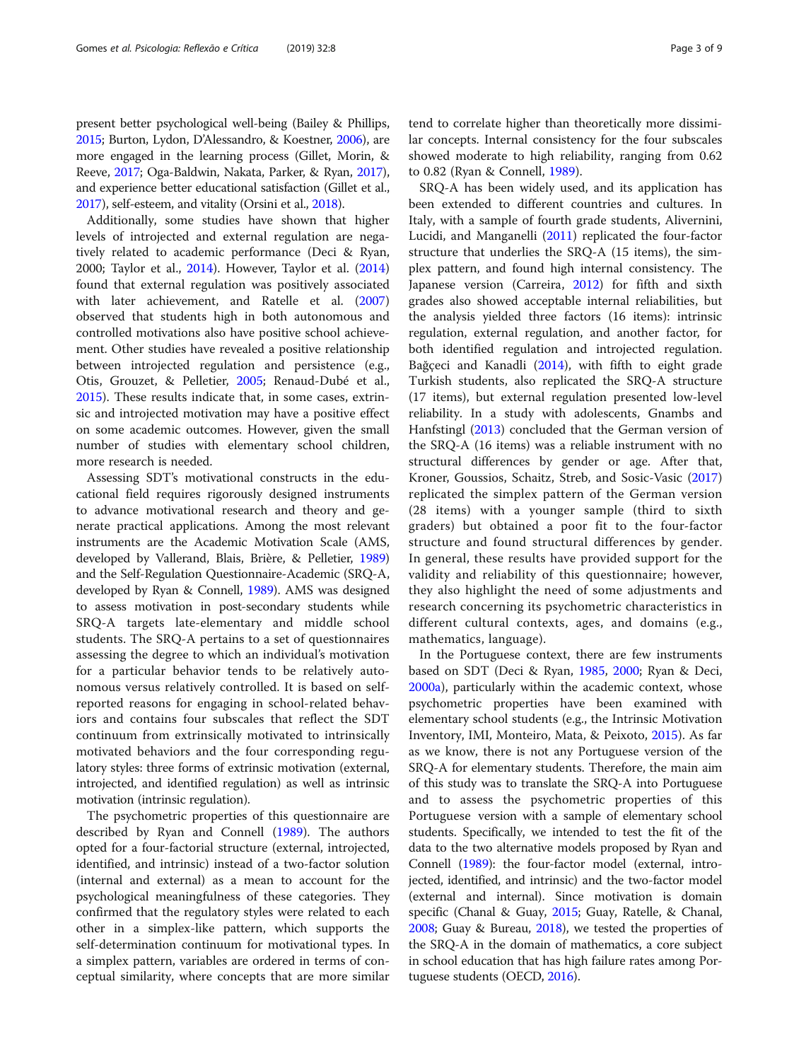present better psychological well-being (Bailey & Phillips, 2015; Burton, Lydon, D'Alessandro, & Koestner, 2006), are more engaged in the learning process (Gillet, Morin, & Reeve, 2017; Oga-Baldwin, Nakata, Parker, & Ryan, 2017), and experience better educational satisfaction (Gillet et al., 2017), self-esteem, and vitality (Orsini et al., 2018).

Additionally, some studies have shown that higher levels of introjected and external regulation are negatively related to academic performance (Deci & Ryan, 2000; Taylor et al., 2014). However, Taylor et al. (2014) found that external regulation was positively associated with later achievement, and Ratelle et al. (2007) observed that students high in both autonomous and controlled motivations also have positive school achievement. Other studies have revealed a positive relationship between introjected regulation and persistence (e.g., Otis, Grouzet, & Pelletier, 2005; Renaud-Dubé et al., 2015). These results indicate that, in some cases, extrinsic and introjected motivation may have a positive effect on some academic outcomes. However, given the small number of studies with elementary school children, more research is needed.

Assessing SDT's motivational constructs in the educational field requires rigorously designed instruments to advance motivational research and theory and generate practical applications. Among the most relevant instruments are the Academic Motivation Scale (AMS, developed by Vallerand, Blais, Brière, & Pelletier, 1989) and the Self-Regulation Questionnaire-Academic (SRQ-A, developed by Ryan & Connell, 1989). AMS was designed to assess motivation in post-secondary students while SRQ-A targets late-elementary and middle school students. The SRQ-A pertains to a set of questionnaires assessing the degree to which an individual's motivation for a particular behavior tends to be relatively autonomous versus relatively controlled. It is based on self-reported reasons for engaging in school-related behaviors and contains four subscales that reflect the SDT continuum from extrinsically motivated to intrinsically motivated behaviors and the four corresponding regulatory styles: three forms of extrinsic motivation (external, introjected, and identified regulation) as well as intrinsic motivation (intrinsic regulation).

The psychometric properties of this questionnaire are described by Ryan and Connell (1989). The authors opted for a four-factorial structure (external, introjected, identified, and intrinsic) instead of a two-factor solution (internal and external) as a mean to account for the psychological meaningfulness of these categories. They confirmed that the regulatory styles were related to each other in a simplex-like pattern, which supports the self-determination continuum for motivational types. In a simplex pattern, variables are ordered in terms of conceptual similarity, where concepts that are more similar tend to correlate higher than theoretically more dissimilar concepts. Internal consistency for the four subscales showed moderate to high reliability, ranging from 0.62 to 0.82 (Ryan & Connell, 1989).

SRQ-A has been widely used, and its application has been extended to different countries and cultures. In Italy, with a sample of fourth grade students, Alivernini, Lucidi, and Manganelli (2011) replicated the four-factor structure that underlies the SRQ-A (15 items), the simplex pattern, and found high internal consistency. The Japanese version (Carreira, 2012) for fifth and sixth grades also showed acceptable internal reliabilities, but the analysis yielded three factors (16 items): intrinsic regulation, external regulation, and another factor, for both identified regulation and introjected regulation. Bağçeci and Kanadli (2014), with fifth to eight grade Turkish students, also replicated the SRQ-A structure (17 items), but external regulation presented low-level reliability. In a study with adolescents, Gnambs and Hanfstingl (2013) concluded that the German version of the SRQ-A (16 items) was a reliable instrument with no structural differences by gender or age. After that, Kroner, Goussios, Schaitz, Streb, and Sosic-Vasic (2017) replicated the simplex pattern of the German version (28 items) with a younger sample (third to sixth graders) but obtained a poor fit to the four-factor structure and found structural differences by gender. In general, these results have provided support for the validity and reliability of this questionnaire; however, they also highlight the need of some adjustments and research concerning its psychometric characteristics in different cultural contexts, ages, and domains (e.g., mathematics, language).

In the Portuguese context, there are few instruments based on SDT (Deci & Ryan, 1985, 2000; Ryan & Deci, 2000a), particularly within the academic context, whose psychometric properties have been examined with elementary school students (e.g., the Intrinsic Motivation Inventory, IMI, Monteiro, Mata, & Peixoto, 2015). As far as we know, there is not any Portuguese version of the SRQ-A for elementary students. Therefore, the main aim of this study was to translate the SRQ-A into Portuguese and to assess the psychometric properties of this Portuguese version with a sample of elementary school students. Specifically, we intended to test the fit of the data to the two alternative models proposed by Ryan and Connell (1989): the four-factor model (external, introjected, identified, and intrinsic) and the two-factor model (external and internal). Since motivation is domain specific (Chanal & Guay, 2015; Guay, Ratelle, & Chanal, 2008; Guay & Bureau, 2018), we tested the properties of the SRQ-A in the domain of mathematics, a core subject in school education that has high failure rates among Portuguese students (OECD, 2016).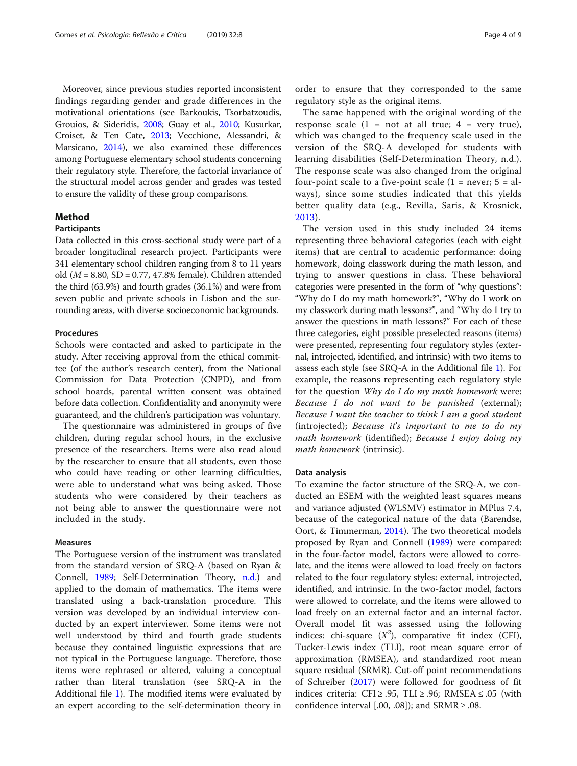Moreover, since previous studies reported inconsistent findings regarding gender and grade differences in the motivational orientations (see Barkoukis, Tsorbatzoudis, Grouios, & Sideridis, 2008; Guay et al., 2010; Kusurkar, Croiset, & Ten Cate, 2013; Vecchione, Alessandri, & Marsicano, 2014), we also examined these differences among Portuguese elementary school students concerning their regulatory style. Therefore, the factorial invariance of the structural model across gender and grades was tested to ensure the validity of these group comparisons.

## Method

### Participants

Data collected in this cross-sectional study were part of a broader longitudinal research project. Participants were 341 elementary school children ranging from 8 to 11 years old ($M = 8.80$, $SD = 0.77$, 47.8% female). Children attended the third (63.9%) and fourth grades (36.1%) and were from seven public and private schools in Lisbon and the surrounding areas, with diverse socioeconomic backgrounds.

### Procedures

Schools were contacted and asked to participate in the study. After receiving approval from the ethical committee (of the author's research center), from the National Commission for Data Protection (CNPD), and from school boards, parental written consent was obtained before data collection. Confidentiality and anonymity were guaranteed, and the children's participation was voluntary.

The questionnaire was administered in groups of five children, during regular school hours, in the exclusive presence of the researchers. Items were also read aloud by the researcher to ensure that all students, even those who could have reading or other learning difficulties, were able to understand what was being asked. Those students who were considered by their teachers as not being able to answer the questionnaire were not included in the study.

### Measures

The Portuguese version of the instrument was translated from the standard version of SRQ-A (based on Ryan & Connell, 1989; Self-Determination Theory, n.d.) and applied to the domain of mathematics. The items were translated using a back-translation procedure. This version was developed by an individual interview conducted by an expert interviewer. Some items were not well understood by third and fourth grade students because they contained linguistic expressions that are not typical in the Portuguese language. Therefore, those items were rephrased or altered, valuing a conceptual rather than literal translation (see SRQ-A in the Additional file 1). The modified items were evaluated by an expert according to the self-determination theory in order to ensure that they corresponded to the same regulatory style as the original items.

The same happened with the original wording of the response scale (1 = not at all true; 4 = very true), which was changed to the frequency scale used in the version of the SRQ-A developed for students with learning disabilities (Self-Determination Theory, n.d.). The response scale was also changed from the original four-point scale to a five-point scale (1 = never; 5 = always), since some studies indicated that this yields better quality data (e.g., Revilla, Saris, & Krosnick, 2013).

The version used in this study included 24 items representing three behavioral categories (each with eight items) that are central to academic performance: doing homework, doing classwork during the math lesson, and trying to answer questions in class. These behavioral categories were presented in the form of "why questions": "Why do I do my math homework?", "Why do I work on my classwork during math lessons?", and "Why do I try to answer the questions in math lessons?" For each of these three categories, eight possible preselected reasons (items) were presented, representing four regulatory styles (external, introjected, identified, and intrinsic) with two items to assess each style (see SRQ-A in the Additional file 1). For example, the reasons representing each regulatory style for the question *Why do I do my math homework* were: *Because I do not want to be punished* (external); *Because I want the teacher to think I am a good student* (introjected); *Because it's important to me to do my math homework* (identified); *Because I enjoy doing my math homework* (intrinsic).

### Data analysis

To examine the factor structure of the SRQ-A, we conducted an ESEM with the weighted least squares means and variance adjusted (WLSMV) estimator in MPlus 7.4, because of the categorical nature of the data (Barendse, Oort, & Timmerman, 2014). The two theoretical models proposed by Ryan and Connell (1989) were compared: in the four-factor model, factors were allowed to correlate, and the items were allowed to load freely on factors related to the four regulatory styles: external, introjected, identified, and intrinsic. In the two-factor model, factors were allowed to correlate, and the items were allowed to load freely on an external factor and an internal factor. Overall model fit was assessed using the following indices: chi-square ($X^2$), comparative fit index (CFI), Tucker-Lewis index (TLI), root mean square error of approximation (RMSEA), and standardized root mean square residual (SRMR). Cut-off point recommendations of Schreiber (2017) were followed for goodness of fit indices criteria: CFI ≥ .95, TLI ≥ .96; RMSEA ≤ .05 (with confidence interval [.00, .08]); and SRMR ≥ .08.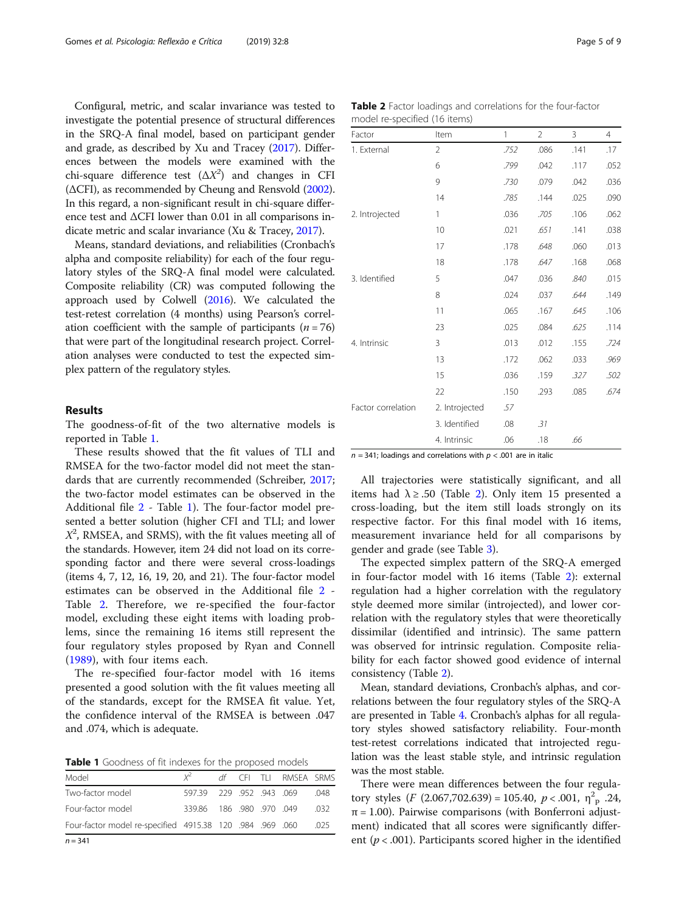Configural, metric, and scalar invariance was tested to investigate the potential presence of structural differences in the SRQ-A final model, based on participant gender and grade, as described by Xu and Tracey (2017). Differences between the models were examined with the chi-square difference test ($\Delta X^2$) and changes in CFI ($\Delta$CFI), as recommended by Cheung and Rensvold (2002). In this regard, a non-significant result in chi-square difference test and $\Delta$CFI lower than 0.01 in all comparisons indicate metric and scalar invariance (Xu & Tracey, 2017).

Means, standard deviations, and reliabilities (Cronbach's alpha and composite reliability) for each of the four regulatory styles of the SRQ-A final model were calculated. Composite reliability (CR) was computed following the approach used by Colwell (2016). We calculated the test-retest correlation (4 months) using Pearson's correlation coefficient with the sample of participants ($n = 76$) that were part of the longitudinal research project. Correlation analyses were conducted to test the expected simplex pattern of the regulatory styles.

## Results

The goodness-of-fit of the two alternative models is reported in Table 1.

These results showed that the fit values of TLI and RMSEA for the two-factor model did not meet the standards that are currently recommended (Schreiber, 2017; the two-factor model estimates can be observed in the Additional file 2 - Table 1). The four-factor model presented a better solution (higher CFI and TLI; and lower $X^2$, RMSEA, and SRMS), with the fit values meeting all of the standards. However, item 24 did not load on its corresponding factor and there were several cross-loadings (items 4, 7, 12, 16, 19, 20, and 21). The four-factor model estimates can be observed in the Additional file 2 - Table 2. Therefore, we re-specified the four-factor model, excluding these eight items with loading problems, since the remaining 16 items still represent the four regulatory styles proposed by Ryan and Connell (1989), with four items each.

The re-specified four-factor model with 16 items presented a good solution with the fit values meeting all of the standards, except for the RMSEA fit value. Yet, the confidence interval of the RMSEA is between .047 and .074, which is adequate.

**Table 1** Goodness of fit indexes for the proposed models

| Model | $X^2$ | *df* | CFI | TLI | RMSEA | SRMS |
|---|---|---|---|---|---|---|
| Two-factor model | 597.39 | 229 | .952 | .943 | .069 | .048 |
| Four-factor model | 339.86 | 186 | .980 | .970 | .049 | .032 |
| Four-factor model re-specified | 4915.38 | 120 | .984 | .969 | .060 | .025 |

$n = 341$

**Table 2** Factor loadings and correlations for the four-factor model re-specified (16 items)

| Factor | Item | 1 | 2 | 3 | 4 |
|---|---|---|---|---|---|
| 1. External | 2 | *.752* | .086 | .141 | .17 |
| | 6 | *.799* | .042 | .117 | .052 |
| | 9 | *.730* | .079 | .042 | .036 |
| | 14 | *.785* | .144 | .025 | .090 |
| 2. Introjected | 1 | .036 | *.705* | .106 | .062 |
| | 10 | .021 | *.651* | .141 | .038 |
| | 17 | .178 | *.648* | .060 | .013 |
| | 18 | .178 | *.647* | .168 | .068 |
| 3. Identified | 5 | .047 | .036 | *.840* | .015 |
| | 8 | .024 | .037 | *.644* | .149 |
| | 11 | .065 | .167 | *.645* | .106 |
| | 23 | .025 | .084 | *.625* | .114 |
| 4. Intrinsic | 3 | .013 | .012 | .155 | *.724* |
| | 13 | .172 | .062 | .033 | *.969* |
| | 15 | .036 | .159 | *.327* | *.502* |
| | 22 | .150 | .293 | .085 | *.674* |
| Factor correlation | 2. Introjected | *.57* | | | |
| | 3. Identified | .08 | *.31* | | |
| | 4. Intrinsic | .06 | .18 | *.66* | |

$n = 341$; loadings and correlations with $p < .001$ are in italic

All trajectories were statistically significant, and all items had $\lambda \geq .50$ (Table 2). Only item 15 presented a cross-loading, but the item still loads strongly on its respective factor. For this final model with 16 items, measurement invariance held for all comparisons by gender and grade (see Table 3).

The expected simplex pattern of the SRQ-A emerged in four-factor model with 16 items (Table 2): external regulation had a higher correlation with the regulatory style deemed more similar (introjected), and lower correlation with the regulatory styles that were theoretically dissimilar (identified and intrinsic). The same pattern was observed for intrinsic regulation. Composite reliability for each factor showed good evidence of internal consistency (Table 2).

Mean, standard deviations, Cronbach's alphas, and correlations between the four regulatory styles of the SRQ-A are presented in Table 4. Cronbach's alphas for all regulatory styles showed satisfactory reliability. Four-month test-retest correlations indicated that introjected regulation was the least stable style, and intrinsic regulation was the most stable.

There were mean differences between the four regulatory styles ($F$ (2.067,702.639) = 105.40, $p < .001$, $\eta^2_p$ .24, $\pi = 1.00$). Pairwise comparisons (with Bonferroni adjustment) indicated that all scores were significantly different ($p < .001$). Participants scored higher in the identified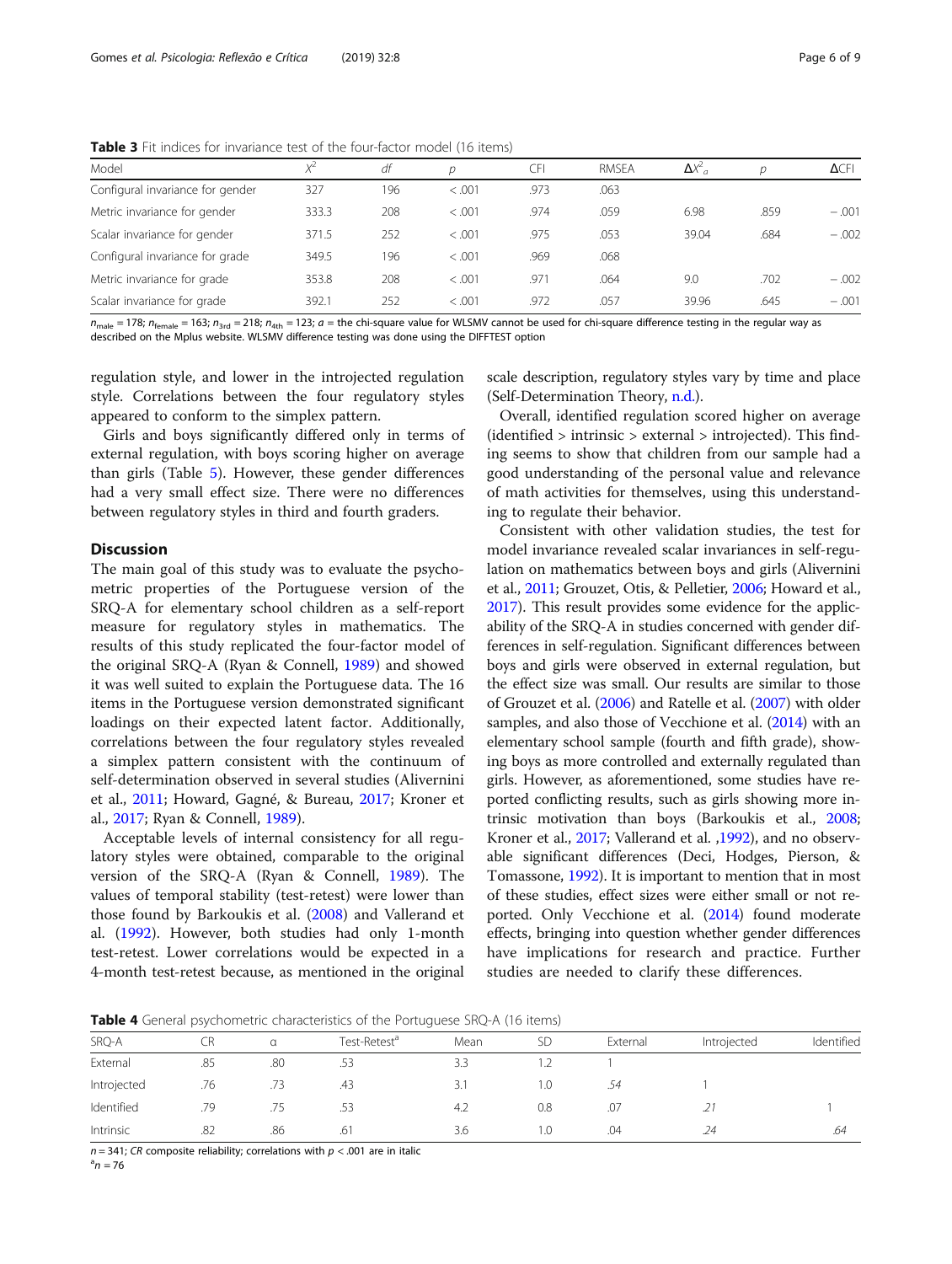**Table 3** Fit indices for invariance test of the four-factor model (16 items)

| Model | $X^2$ | *df* | *p* | CFI | RMSEA | $\Delta X^2_a$ | *p* | ΔCFI |
|---|---|---|---|---|---|---|---|---|
| Configural invariance for gender | 327 | 196 | < .001 | .973 | .063 | | | |
| Metric invariance for gender | 333.3 | 208 | < .001 | .974 | .059 | 6.98 | .859 | − .001 |
| Scalar invariance for gender | 371.5 | 252 | < .001 | .975 | .053 | 39.04 | .684 | − .002 |
| Configural invariance for grade | 349.5 | 196 | < .001 | .969 | .068 | | | |
| Metric invariance for grade | 353.8 | 208 | < .001 | .971 | .064 | 9.0 | .702 | − .002 |
| Scalar invariance for grade | 392.1 | 252 | < .001 | .972 | .057 | 39.96 | .645 | − .001 |

$n_{male} = 178$; $n_{female} = 163$; $n_{3rd} = 218$; $n_{4th} = 123$; *a* = the chi-square value for WLSMV cannot be used for chi-square difference testing in the regular way as described on the Mplus website. WLSMV difference testing was done using the DIFFTEST option

regulation style, and lower in the introjected regulation style. Correlations between the four regulatory styles appeared to conform to the simplex pattern.

Girls and boys significantly differed only in terms of external regulation, with boys scoring higher on average than girls (Table 5). However, these gender differences had a very small effect size. There were no differences between regulatory styles in third and fourth graders.

## Discussion

The main goal of this study was to evaluate the psychometric properties of the Portuguese version of the SRQ-A for elementary school children as a self-report measure for regulatory styles in mathematics. The results of this study replicated the four-factor model of the original SRQ-A (Ryan & Connell, 1989) and showed it was well suited to explain the Portuguese data. The 16 items in the Portuguese version demonstrated significant loadings on their expected latent factor. Additionally, correlations between the four regulatory styles revealed a simplex pattern consistent with the continuum of self-determination observed in several studies (Alivernini et al., 2011; Howard, Gagné, & Bureau, 2017; Kroner et al., 2017; Ryan & Connell, 1989).

Acceptable levels of internal consistency for all regulatory styles were obtained, comparable to the original version of the SRQ-A (Ryan & Connell, 1989). The values of temporal stability (test-retest) were lower than those found by Barkoukis et al. (2008) and Vallerand et al. (1992). However, both studies had only 1-month test-retest. Lower correlations would be expected in a 4-month test-retest because, as mentioned in the original scale description, regulatory styles vary by time and place (Self-Determination Theory, n.d.).

Overall, identified regulation scored higher on average (identified > intrinsic > external > introjected). This finding seems to show that children from our sample had a good understanding of the personal value and relevance of math activities for themselves, using this understanding to regulate their behavior.

Consistent with other validation studies, the test for model invariance revealed scalar invariances in self-regulation on mathematics between boys and girls (Alivernini et al., 2011; Grouzet, Otis, & Pelletier, 2006; Howard et al., 2017). This result provides some evidence for the applicability of the SRQ-A in studies concerned with gender differences in self-regulation. Significant differences between boys and girls were observed in external regulation, but the effect size was small. Our results are similar to those of Grouzet et al. (2006) and Ratelle et al. (2007) with older samples, and also those of Vecchione et al. (2014) with an elementary school sample (fourth and fifth grade), showing boys as more controlled and externally regulated than girls. However, as aforementioned, some studies have reported conflicting results, such as girls showing more intrinsic motivation than boys (Barkoukis et al., 2008; Kroner et al., 2017; Vallerand et al. ,1992), and no observable significant differences (Deci, Hodges, Pierson, & Tomassone, 1992). It is important to mention that in most of these studies, effect sizes were either small or not reported. Only Vecchione et al. (2014) found moderate effects, bringing into question whether gender differences have implications for research and practice. Further studies are needed to clarify these differences.

**Table 4** General psychometric characteristics of the Portuguese SRQ-A (16 items)

| SRQ-A | CR | α | Test-Retest[a] | Mean | SD | External | Introjected | Identified |
|---|---|---|---|---|---|---|---|---|
| External | .85 | .80 | .53 | 3.3 | 1.2 | 1 | | |
| Introjected | .76 | .73 | .43 | 3.1 | 1.0 | *.54* | 1 | |
| Identified | .79 | .75 | .53 | 4.2 | 0.8 | .07 | *.21* | 1 |
| Intrinsic | .82 | .86 | .61 | 3.6 | 1.0 | .04 | *.24* | *.64* |

$n = 341$; *CR* composite reliability; correlations with $p < .001$ are in italic

[a] $n = 76$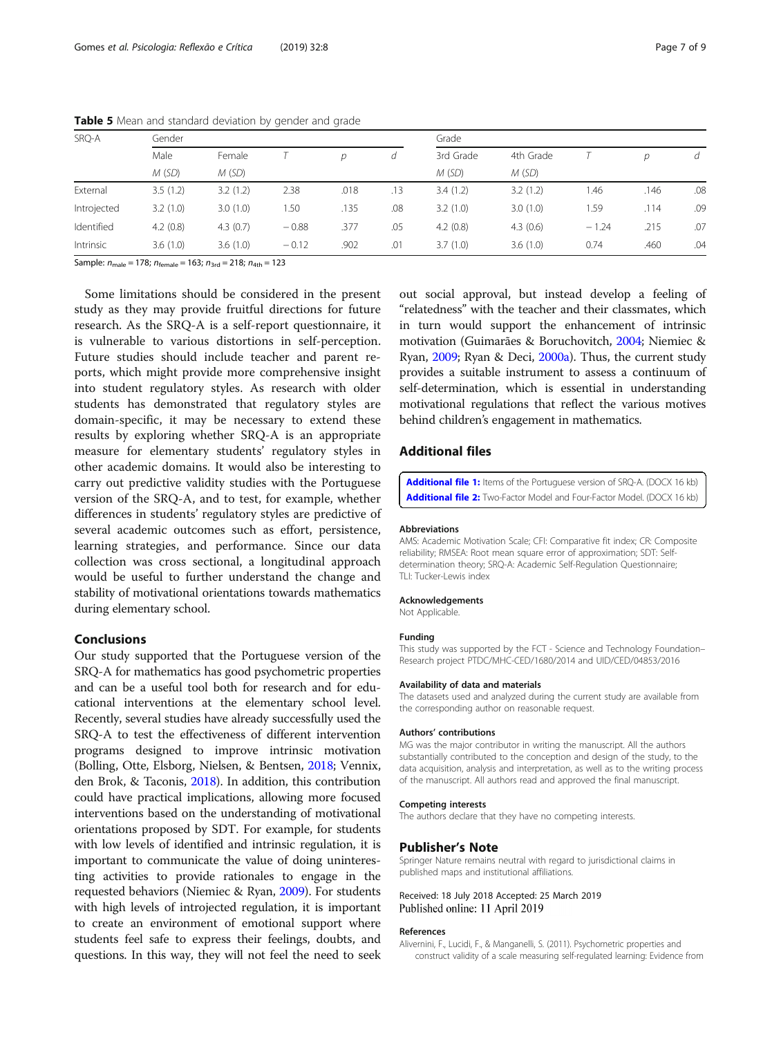**Table 5** Mean and standard deviation by gender and grade

| SRQ-A | Gender | | | | | Grade | | | | |
|---|---|---|---|---|---|---|---|---|---|---|
| | Male | Female | *T* | *p* | *d* | 3rd Grade | 4th Grade | *T* | *p* | *d* |
| | *M* (*SD*) | *M* (*SD*) | | | | *M* (*SD*) | *M* (*SD*) | | | |
| External | 3.5 (1.2) | 3.2 (1.2) | 2.38 | .018 | .13 | 3.4 (1.2) | 3.2 (1.2) | 1.46 | .146 | .08 |
| Introjected | 3.2 (1.0) | 3.0 (1.0) | 1.50 | .135 | .08 | 3.2 (1.0) | 3.0 (1.0) | 1.59 | .114 | .09 |
| Identified | 4.2 (0.8) | 4.3 (0.7) | − 0.88 | .377 | .05 | 4.2 (0.8) | 4.3 (0.6) | − 1.24 | .215 | .07 |
| Intrinsic | 3.6 (1.0) | 3.6 (1.0) | − 0.12 | .902 | .01 | 3.7 (1.0) | 3.6 (1.0) | 0.74 | .460 | .04 |

Sample: $n_{male} = 178$; $n_{female} = 163$; $n_{3rd} = 218$; $n_{4th} = 123$

Some limitations should be considered in the present study as they may provide fruitful directions for future research. As the SRQ-A is a self-report questionnaire, it is vulnerable to various distortions in self-perception. Future studies should include teacher and parent reports, which might provide more comprehensive insight into student regulatory styles. As research with older students has demonstrated that regulatory styles are domain-specific, it may be necessary to extend these results by exploring whether SRQ-A is an appropriate measure for elementary students' regulatory styles in other academic domains. It would also be interesting to carry out predictive validity studies with the Portuguese version of the SRQ-A, and to test, for example, whether differences in students' regulatory styles are predictive of several academic outcomes such as effort, persistence, learning strategies, and performance. Since our data collection was cross sectional, a longitudinal approach would be useful to further understand the change and stability of motivational orientations towards mathematics during elementary school.

## Conclusions

Our study supported that the Portuguese version of the SRQ-A for mathematics has good psychometric properties and can be a useful tool both for research and for educational interventions at the elementary school level. Recently, several studies have already successfully used the SRQ-A to test the effectiveness of different intervention programs designed to improve intrinsic motivation (Bolling, Otte, Elsborg, Nielsen, & Bentsen, 2018; Vennix, den Brok, & Taconis, 2018). In addition, this contribution could have practical implications, allowing more focused interventions based on the understanding of motivational orientations proposed by SDT. For example, for students with low levels of identified and intrinsic regulation, it is important to communicate the value of doing uninteresting activities to provide rationales to engage in the requested behaviors (Niemiec & Ryan, 2009). For students with high levels of introjected regulation, it is important to create an environment of emotional support where students feel safe to express their feelings, doubts, and questions. In this way, they will not feel the need to seek out social approval, but instead develop a feeling of "relatedness" with the teacher and their classmates, which in turn would support the enhancement of intrinsic motivation (Guimarães & Boruchovitch, 2004; Niemiec & Ryan, 2009; Ryan & Deci, 2000a). Thus, the current study provides a suitable instrument to assess a continuum of self-determination, which is essential in understanding motivational regulations that reflect the various motives behind children's engagement in mathematics.

## Additional files

**Additional file 1:** Items of the Portuguese version of SRQ-A. (DOCX 16 kb)
**Additional file 2:** Two-Factor Model and Four-Factor Model. (DOCX 16 kb)

#### Abbreviations

AMS: Academic Motivation Scale; CFI: Comparative fit index; CR: Composite reliability; RMSEA: Root mean square error of approximation; SDT: Self-determination theory; SRQ-A: Academic Self-Regulation Questionnaire; TLI: Tucker-Lewis index

#### Acknowledgements

Not Applicable.

#### Funding

This study was supported by the FCT - Science and Technology Foundation–Research project PTDC/MHC-CED/1680/2014 and UID/CED/04853/2016

#### Availability of data and materials

The datasets used and analyzed during the current study are available from the corresponding author on reasonable request.

#### Authors' contributions

MG was the major contributor in writing the manuscript. All the authors substantially contributed to the conception and design of the study, to the data acquisition, analysis and interpretation, as well as to the writing process of the manuscript. All authors read and approved the final manuscript.

#### Competing interests

The authors declare that they have no competing interests.

## Publisher's Note

Springer Nature remains neutral with regard to jurisdictional claims in published maps and institutional affiliations.

Received: 18 July 2018 Accepted: 25 March 2019
Published online: 11 April 2019

#### References

Alivernini, F., Lucidi, F., & Manganelli, S. (2011). Psychometric properties and construct validity of a scale measuring self-regulated learning: Evidence from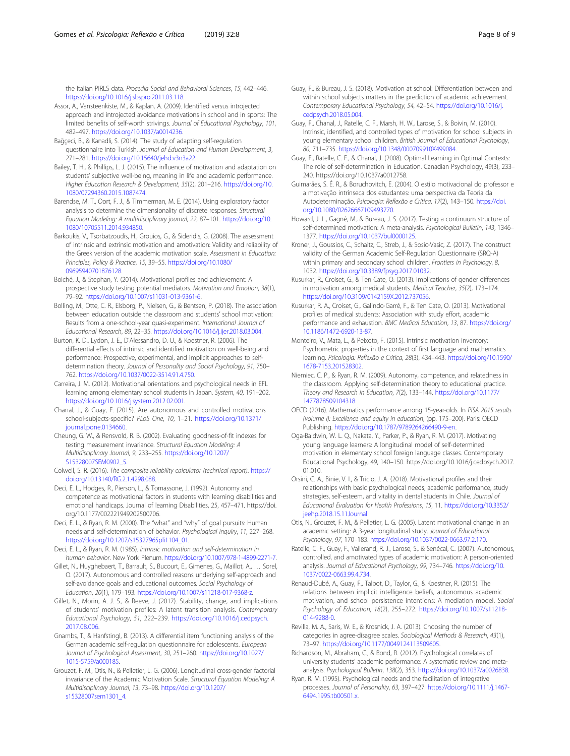the Italian PIRLS data. *Procedia Social and Behavioral Sciences*, *15*, 442–446. https://doi.org/10.1016/j.sbspro.2011.03.118.

Assor, A., Vansteenkiste, M., & Kaplan, A. (2009). Identified versus introjected approach and introjected avoidance motivations in school and in sports: The limited benefits of self-worth strivings. *Journal of Educational Psychology*, *101*, 482–497. https://doi.org/10.1037/a0014236.

Bağçeci, B., & Kanadli, S. (2014). The study of adapting self-regulation questionnaire into Turkish. *Journal of Education and Human Development*, *3*, 271–281. https://doi.org/10.15640/jehd.v3n3a22.

Bailey, T. H., & Phillips, L. J. (2015). The influence of motivation and adaptation on students' subjective well-being, meaning in life and academic performance. *Higher Education Research & Development*, *35*(2), 201–216. https://doi.org/10.1080/07294360.2015.1087474.

Barendse, M. T., Oort, F. J., & Timmerman, M. E. (2014). Using exploratory factor analysis to determine the dimensionality of discrete responses. *Structural Equation Modeling: A multidisciplinary journal*, *22*, 87–101. https://doi.org/10.1080/10705511.2014.934850.

Barkoukis, V., Tsorbatzoudis, H., Grouios, G., & Sideridis, G. (2008). The assessment of intrinsic and extrinsic motivation and amotivation: Validity and reliability of the Greek version of the academic motivation scale. *Assessment in Education: Principles, Policy & Practice*, *15*, 39–55. https://doi.org/10.1080/09695940701876128.

Boiché, J., & Stephan, Y. (2014). Motivational profiles and achievement: A prospective study testing potential mediators. *Motivation and Emotion*, *38*(1), 79–92. https://doi.org/10.1007/s11031-013-9361-6.

Bolling, M., Otte, C. R., Elsborg, P., Nielsen, G., & Bentsen, P. (2018). The association between education outside the classroom and students' school motivation: Results from a one-school-year quasi-experiment. *International Journal of Educational Research*, *89*, 22–35. https://doi.org/10.1016/j.ijer.2018.03.004.

Burton, K. D., Lydon, J. E., D'Alessandro, D. U., & Koestner, R. (2006). The differential effects of intrinsic and identified motivation on well-being and performance: Prospective, experimental, and implicit approaches to self-determination theory. *Journal of Personality and Social Psychology*, *91*, 750–762. https://doi.org/10.1037/0022-3514.91.4.750.

Carreira, J. M. (2012). Motivational orientations and psychological needs in EFL learning among elementary school students in Japan. *System*, *40*, 191–202. https://doi.org/10.1016/j.system.2012.02.001.

Chanal, J., & Guay, F. (2015). Are autonomous and controlled motivations school-subjects-specific? *PLoS One*, *10*, 1–21. https://doi.org/10.1371/journal.pone.0134660.

Cheung, G. W., & Rensvold, R. B. (2002). Evaluating goodness-of-fit indexes for testing measurement invariance. *Structural Equation Modeling: A Multidisciplinary Journal*, *9*, 233–255. https://doi.org/10.1207/S15328007SEM0902_5.

Colwell, S. R. (2016). *The composite reliability calculator (technical report)*. https://doi.org/10.13140/RG.2.1.4298.088.

Deci, E. L., Hodges, R., Pierson, L., & Tomassone, J. (1992). Autonomy and competence as motivational factors in students with learning disabilities and emotional handicaps. Journal of learning Disabilities, 25, 457–471. https://doi.org/10.1177/002221949202500706.

Deci, E. L., & Ryan, R. M. (2000). The "what" and "why" of goal pursuits: Human needs and self-determination of behavior. *Psychological Inquiry*, *11*, 227–268. https://doi.org/10.1207/s15327965pli1104_01.

Deci, E. L., & Ryan, R. M. (1985). *Intrinsic motivation and self-determination in human behavior*. New York: Plenum. https://doi.org/10.1007/978-1-4899-2271-7.

Gillet, N., Huyghebaert, T., Barrault, S., Bucourt, E., Gimenes, G., Maillot, A., … Sorel, O. (2017). Autonomous and controlled reasons underlying self-approach and self-avoidance goals and educational outcomes. *Social Psychology of Education*, *20*(1), 179–193. https://doi.org/10.1007/s11218-017-9368-z.

Gillet, N., Morin, A. J. S., & Reeve, J. (2017). Stability, change, and implications of students' motivation profiles: A latent transition analysis. *Contemporary Educational Psychology*, *51*, 222–239. https://doi.org/10.1016/j.cedpsych.2017.08.006.

Gnambs, T., & Hanfstingl, B. (2013). A differential item functioning analysis of the German academic self-regulation questionnaire for adolescents. *European Journal of Psychological Assessment*, *30*, 251–260. https://doi.org/10.1027/1015-5759/a000185.

Grouzet, F. M., Otis, N., & Pelletier, L. G. (2006). Longitudinal cross-gender factorial invariance of the Academic Motivation Scale. *Structural Equation Modeling: A Multidisciplinary Journal*, *13*, 73–98. https://doi.org/10.1207/s15328007sem1301_4.

Guay, F., & Bureau, J. S. (2018). Motivation at school: Differentiation between and within school subjects matters in the prediction of academic achievement. *Contemporary Educational Psychology*, *54*, 42–54. https://doi.org/10.1016/j.cedpsych.2018.05.004.

Guay, F., Chanal, J., Ratelle, C. F., Marsh, H. W., Larose, S., & Boivin, M. (2010). Intrinsic, identified, and controlled types of motivation for school subjects in young elementary school children. *British Journal of Educational Psychology*, *80*, 711–735. https://doi.org/10.1348/000709910X499084.

Guay, F., Ratelle, C. F., & Chanal, J. (2008). Optimal Learning in Optimal Contexts: The role of self-determination in Education. Canadian Psychology, 49(3), 233–240. https://doi.org/10.1037/a0012758.

Guimarães, S. É. R., & Boruchovitch, E. (2004). O estilo motivacional do professor e a motivação intrínseca dos estudantes: uma perspectiva da Teoria da Autodeterminação. *Psicologia: Reflexão e Crítica*, *17*(2), 143–150. https://doi.org/10.1080/02626667109493770.

Howard, J. L., Gagné, M., & Bureau, J. S. (2017). Testing a continuum structure of self-determined motivation: A meta-analysis. *Psychological Bulletin*, *143*, 1346–1377. https://doi.org/10.1037/bul0000125.

Kroner, J., Goussios, C., Schaitz, C., Streb, J., & Sosic-Vasic, Z. (2017). The construct validity of the German Academic Self-Regulation Questionnaire (SRQ-A) within primary and secondary school children. *Frontiers in Psychology*, *8*, 1032. https://doi.org/10.3389/fpsyg.2017.01032.

Kusurkar, R., Croiset, G., & Ten Cate, O. (2013). Implications of gender differences in motivation among medical students. *Medical Teacher*, *35*(2), 173–174. https://doi.org/10.3109/0142159X.2012.737056.

Kusurkar, R. A., Croiset, G., Galindo-Garré, F., & Ten Cate, O. (2013). Motivational profiles of medical students: Association with study effort, academic performance and exhaustion. *BMC Medical Education*, *13*, 87. https://doi.org/10.1186/1472-6920-13-87.

Monteiro, V., Mata, L., & Peixoto, F. (2015). Intrinsic motivation inventory: Psychometric properties in the context of first language and mathematics learning. *Psicologia: Reflexão e Crítica*, *28*(3), 434–443. https://doi.org/10.1590/1678-7153.201528302.

Niemiec, C. P., & Ryan, R. M. (2009). Autonomy, competence, and relatedness in the classroom. Applying self-determination theory to educational practice. *Theory and Research in Education*, *7*(2), 133–144. https://doi.org/10.1177/1477878509104318.

OECD (2016). Mathematics performance among 15-year-olds. In *PISA 2015 results (volume I): Excellence and equity in education*, (pp. 175–200). Paris: OECD Publishing. https://doi.org/10.1787/9789264266490-9-en.

Oga-Baldwin, W. L. Q., Nakata, Y., Parker, P., & Ryan, R. M. (2017). Motivating young language learners: A longitudinal model of self-determined motivation in elementary school foreign language classes. Contemporary Educational Psychology, 49, 140–150. https://doi.org/10.1016/j.cedpsych.2017.01.010.

Orsini, C. A., Binie, V. I., & Tricio, J. A. (2018). Motivational profiles and their relationships with basic psychological needs, academic performance, study strategies, self-esteem, and vitality in dental students in Chile. *Journal of Educational Evaluation for Health Professions*, *15*, 11. https://doi.org/10.3352/jeehp.2018.15.11Journal.

Otis, N., Grouzet, F. M., & Pelletier, L. G. (2005). Latent motivational change in an academic setting: A 3-year longitudinal study. *Journal of Educational Psychology*, *97*, 170–183. https://doi.org/10.1037/0022-0663.97.2.170.

Ratelle, C. F., Guay, F., Vallerand, R. J., Larose, S., & Senécal, C. (2007). Autonomous, controlled, and amotivated types of academic motivation: A person-oriented analysis. *Journal of Educational Psychology*, *99*, 734–746. https://doi.org/10.1037/0022-0663.99.4.734.

Renaud-Dubé, A., Guay, F., Talbot, D., Taylor, G., & Koestner, R. (2015). The relations between implicit intelligence beliefs, autonomous academic motivation, and school persistence intentions: A mediation model. *Social Psychology of Education*, *18*(2), 255–272. https://doi.org/10.1007/s11218-014-9288-0.

Revilla, M. A., Saris, W. E., & Krosnick, J. A. (2013). Choosing the number of categories in agree-disagree scales. *Sociological Methods & Research*, *43*(1), 73–97. https://doi.org/10.1177/0049124113509605.

Richardson, M., Abraham, C., & Bond, R. (2012). Psychological correlates of university students' academic performance: A systematic review and meta-analysis. *Psychological Bulletin*, *138*(2), 353. https://doi.org/10.1037/a0026838.

Ryan, R. M. (1995). Psychological needs and the facilitation of integrative processes. *Journal of Personality*, *63*, 397–427. https://doi.org/10.1111/j.1467-6494.1995.tb00501.x.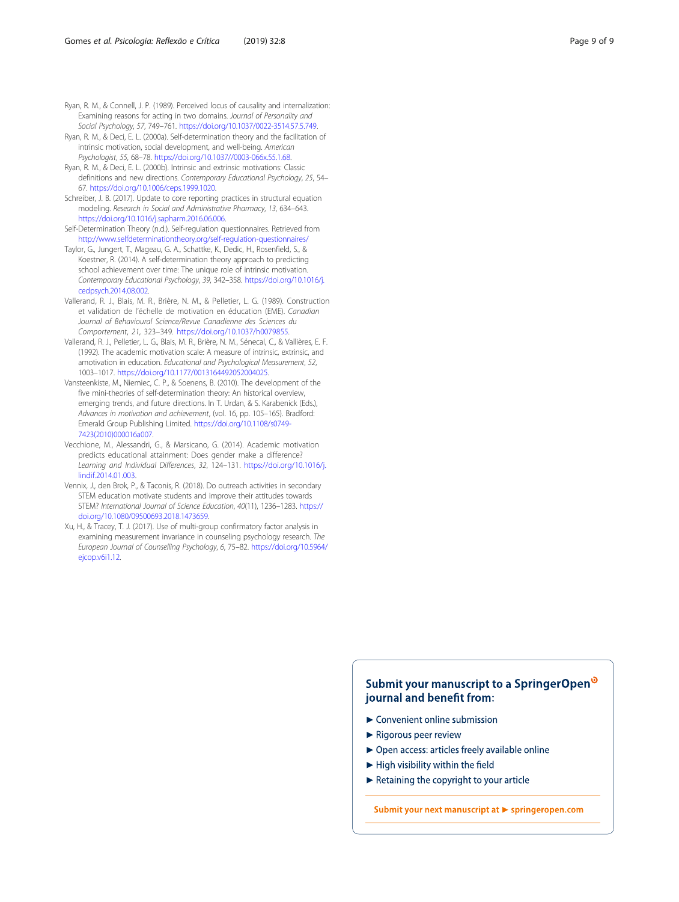Ryan, R. M., & Connell, J. P. (1989). Perceived locus of causality and internalization: Examining reasons for acting in two domains. *Journal of Personality and Social Psychology*, *57*, 749–761. https://doi.org/10.1037/0022-3514.57.5.749.

Ryan, R. M., & Deci, E. L. (2000a). Self-determination theory and the facilitation of intrinsic motivation, social development, and well-being. *American Psychologist*, *55*, 68–78. https://doi.org/10.1037//0003-066x.55.1.68.

Ryan, R. M., & Deci, E. L. (2000b). Intrinsic and extrinsic motivations: Classic definitions and new directions. *Contemporary Educational Psychology*, *25*, 54–67. https://doi.org/10.1006/ceps.1999.1020.

Schreiber, J. B. (2017). Update to core reporting practices in structural equation modeling. *Research in Social and Administrative Pharmacy*, *13*, 634–643. https://doi.org/10.1016/j.sapharm.2016.06.006.

Self-Determination Theory (n.d.). Self-regulation questionnaires. Retrieved from http://www.selfdeterminationtheory.org/self-regulation-questionnaires/

Taylor, G., Jungert, T., Mageau, G. A., Schattke, K., Dedic, H., Rosenfield, S., & Koestner, R. (2014). A self-determination theory approach to predicting school achievement over time: The unique role of intrinsic motivation. *Contemporary Educational Psychology*, *39*, 342–358. https://doi.org/10.1016/j.cedpsych.2014.08.002.

Vallerand, R. J., Blais, M. R., Brière, N. M., & Pelletier, L. G. (1989). Construction et validation de l'échelle de motivation en éducation (EME). *Canadian Journal of Behavioural Science/Revue Canadienne des Sciences du Comportement*, *21*, 323–349. https://doi.org/10.1037/h0079855.

Vallerand, R. J., Pelletier, L. G., Blais, M. R., Brière, N. M., Sénecal, C., & Vallières, E. F. (1992). The academic motivation scale: A measure of intrinsic, extrinsic, and amotivation in education. *Educational and Psychological Measurement*, *52*, 1003–1017. https://doi.org/10.1177/0013164492052004025.

Vansteenkiste, M., Niemiec, C. P., & Soenens, B. (2010). The development of the five mini-theories of self-determination theory: An historical overview, emerging trends, and future directions. In T. Urdan, & S. Karabenick (Eds.), *Advances in motivation and achievement*, (vol. 16, pp. 105–165). Bradford: Emerald Group Publishing Limited. https://doi.org/10.1108/s0749-7423(2010)000016a007.

Vecchione, M., Alessandri, G., & Marsicano, G. (2014). Academic motivation predicts educational attainment: Does gender make a difference? *Learning and Individual Differences*, *32*, 124–131. https://doi.org/10.1016/j.lindif.2014.01.003.

Vennix, J., den Brok, P., & Taconis, R. (2018). Do outreach activities in secondary STEM education motivate students and improve their attitudes towards STEM? *International Journal of Science Education*, *40*(11), 1236–1283. https://doi.org/10.1080/09500693.2018.1473659.

Xu, H., & Tracey, T. J. (2017). Use of multi-group confirmatory factor analysis in examining measurement invariance in counseling psychology research. *The European Journal of Counselling Psychology*, *6*, 75–82. https://doi.org/10.5964/ejcop.v6i1.12.

**Submit your manuscript to a SpringerOpen journal and benefit from:**

- ► Convenient online submission
- ► Rigorous peer review
- ► Open access: articles freely available online
- ► High visibility within the field
- ► Retaining the copyright to your article

**Submit your next manuscript at ► springeropen.com**